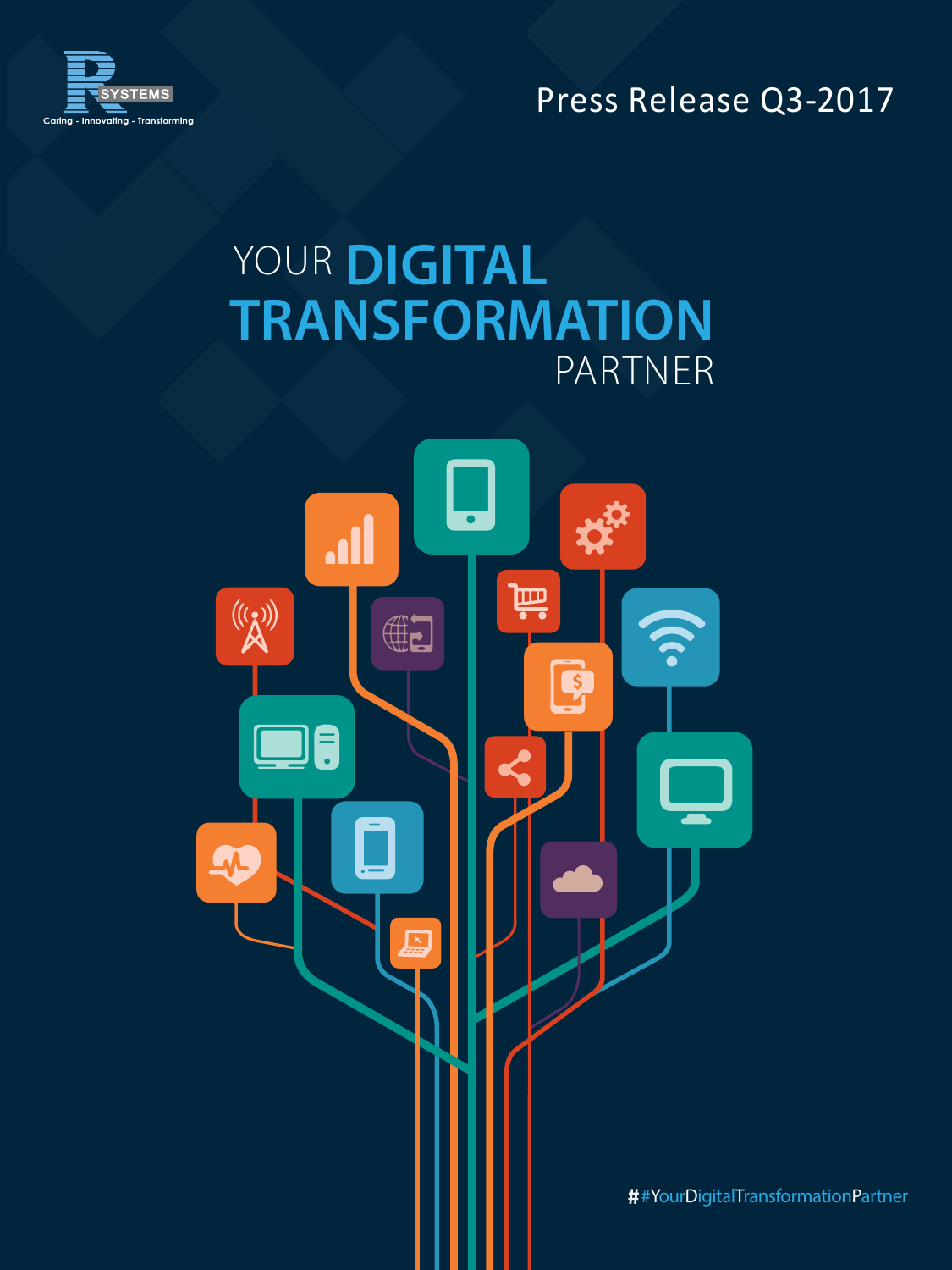R SYSTEMS

Caring - Innovating - Transforming

Press Release Q3-2017

# YOUR DIGITAL TRANSFORMATION PARTNER

##YourDigitalTransformationPartner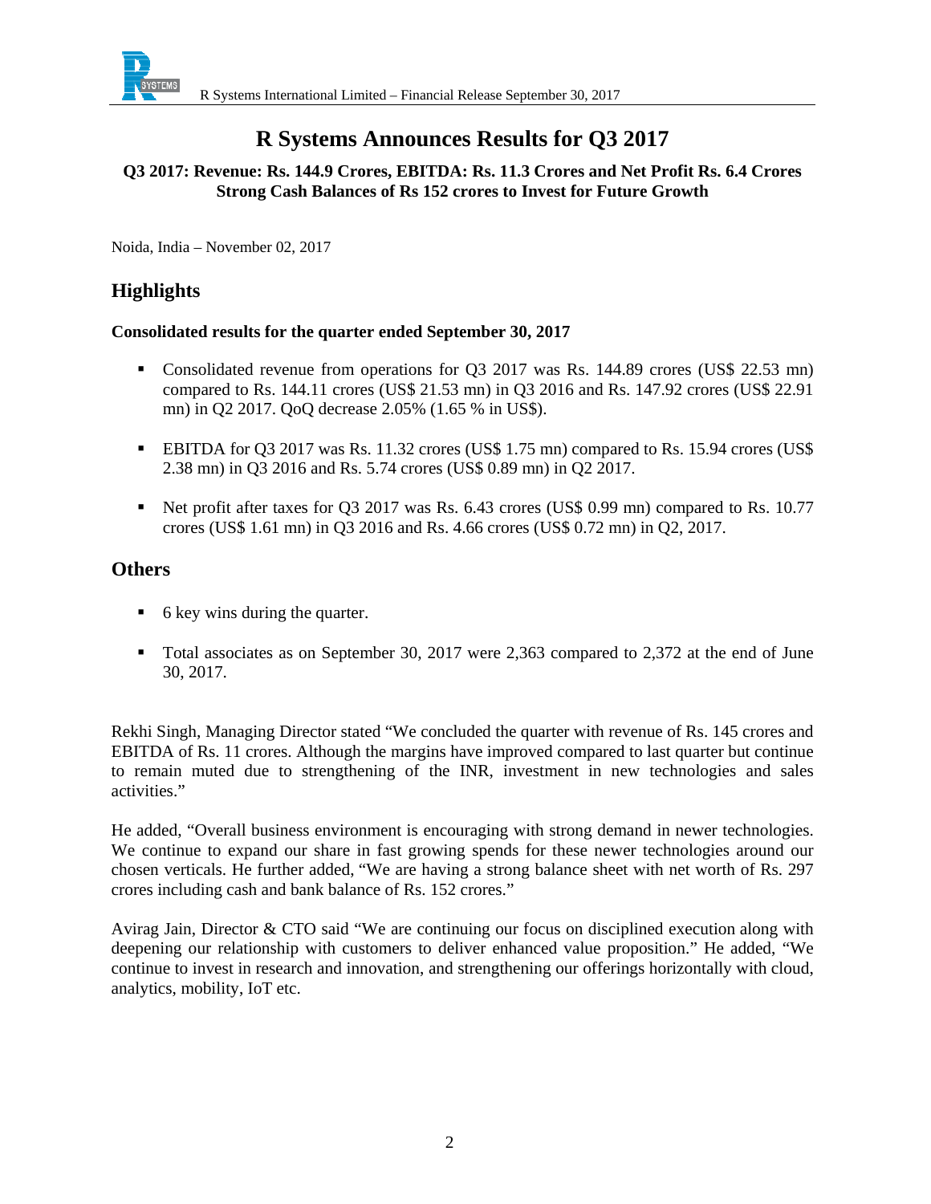# R Systems Announces Results for Q3 2017

**Q3 2017: Revenue: Rs. 144.9 Crores, EBITDA: Rs. 11.3 Crores and Net Profit Rs. 6.4 Crores Strong Cash Balances of Rs 152 crores to Invest for Future Growth**

Noida, India – November 02, 2017

## Highlights

**Consolidated results for the quarter ended September 30, 2017**

- Consolidated revenue from operations for Q3 2017 was Rs. 144.89 crores (US$ 22.53 mn) compared to Rs. 144.11 crores (US$ 21.53 mn) in Q3 2016 and Rs. 147.92 crores (US$ 22.91 mn) in Q2 2017. QoQ decrease 2.05% (1.65 % in US$).
- EBITDA for Q3 2017 was Rs. 11.32 crores (US$ 1.75 mn) compared to Rs. 15.94 crores (US$ 2.38 mn) in Q3 2016 and Rs. 5.74 crores (US$ 0.89 mn) in Q2 2017.
- Net profit after taxes for Q3 2017 was Rs. 6.43 crores (US$ 0.99 mn) compared to Rs. 10.77 crores (US$ 1.61 mn) in Q3 2016 and Rs. 4.66 crores (US$ 0.72 mn) in Q2, 2017.

## Others

- 6 key wins during the quarter.
- Total associates as on September 30, 2017 were 2,363 compared to 2,372 at the end of June 30, 2017.

Rekhi Singh, Managing Director stated "We concluded the quarter with revenue of Rs. 145 crores and EBITDA of Rs. 11 crores. Although the margins have improved compared to last quarter but continue to remain muted due to strengthening of the INR, investment in new technologies and sales activities."

He added, "Overall business environment is encouraging with strong demand in newer technologies. We continue to expand our share in fast growing spends for these newer technologies around our chosen verticals. He further added, "We are having a strong balance sheet with net worth of Rs. 297 crores including cash and bank balance of Rs. 152 crores."

Avirag Jain, Director & CTO said "We are continuing our focus on disciplined execution along with deepening our relationship with customers to deliver enhanced value proposition." He added, "We continue to invest in research and innovation, and strengthening our offerings horizontally with cloud, analytics, mobility, IoT etc.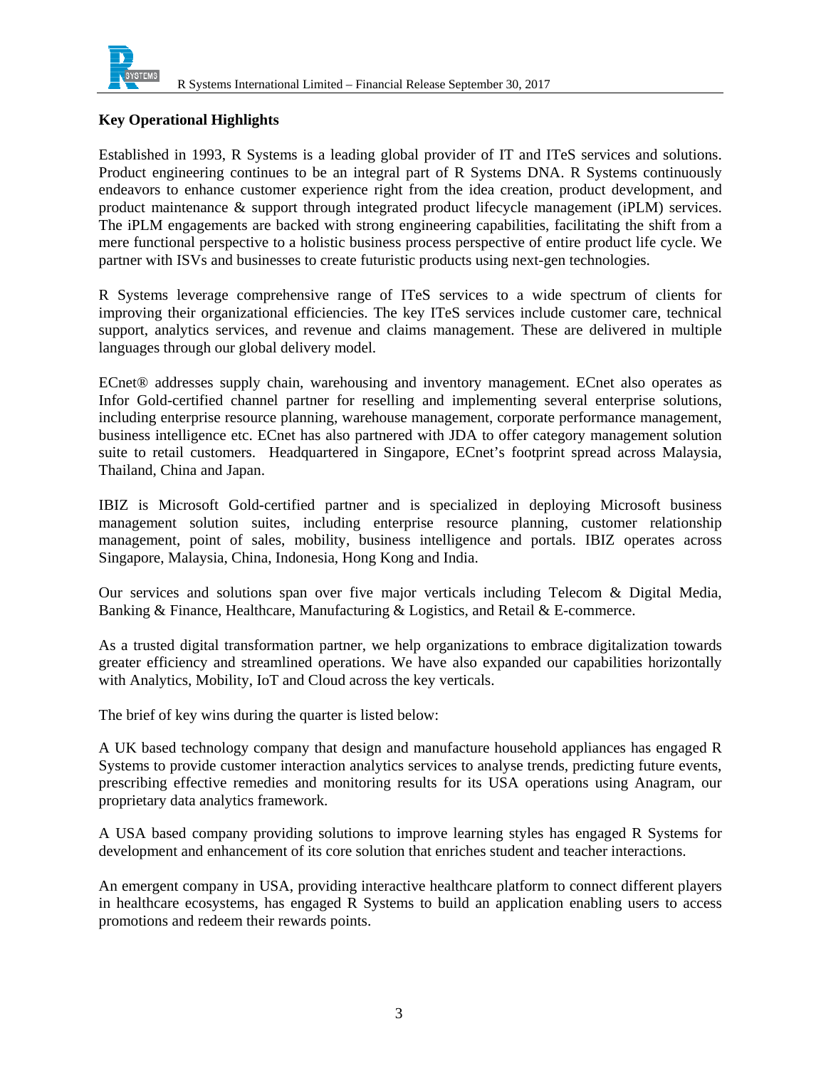## Key Operational Highlights

Established in 1993, R Systems is a leading global provider of IT and ITeS services and solutions. Product engineering continues to be an integral part of R Systems DNA. R Systems continuously endeavors to enhance customer experience right from the idea creation, product development, and product maintenance & support through integrated product lifecycle management (iPLM) services. The iPLM engagements are backed with strong engineering capabilities, facilitating the shift from a mere functional perspective to a holistic business process perspective of entire product life cycle. We partner with ISVs and businesses to create futuristic products using next-gen technologies.

R Systems leverage comprehensive range of ITeS services to a wide spectrum of clients for improving their organizational efficiencies. The key ITeS services include customer care, technical support, analytics services, and revenue and claims management. These are delivered in multiple languages through our global delivery model.

ECnet® addresses supply chain, warehousing and inventory management. ECnet also operates as Infor Gold-certified channel partner for reselling and implementing several enterprise solutions, including enterprise resource planning, warehouse management, corporate performance management, business intelligence etc. ECnet has also partnered with JDA to offer category management solution suite to retail customers. Headquartered in Singapore, ECnet's footprint spread across Malaysia, Thailand, China and Japan.

IBIZ is Microsoft Gold-certified partner and is specialized in deploying Microsoft business management solution suites, including enterprise resource planning, customer relationship management, point of sales, mobility, business intelligence and portals. IBIZ operates across Singapore, Malaysia, China, Indonesia, Hong Kong and India.

Our services and solutions span over five major verticals including Telecom & Digital Media, Banking & Finance, Healthcare, Manufacturing & Logistics, and Retail & E-commerce.

As a trusted digital transformation partner, we help organizations to embrace digitalization towards greater efficiency and streamlined operations. We have also expanded our capabilities horizontally with Analytics, Mobility, IoT and Cloud across the key verticals.

The brief of key wins during the quarter is listed below:

A UK based technology company that design and manufacture household appliances has engaged R Systems to provide customer interaction analytics services to analyse trends, predicting future events, prescribing effective remedies and monitoring results for its USA operations using Anagram, our proprietary data analytics framework.

A USA based company providing solutions to improve learning styles has engaged R Systems for development and enhancement of its core solution that enriches student and teacher interactions.

An emergent company in USA, providing interactive healthcare platform to connect different players in healthcare ecosystems, has engaged R Systems to build an application enabling users to access promotions and redeem their rewards points.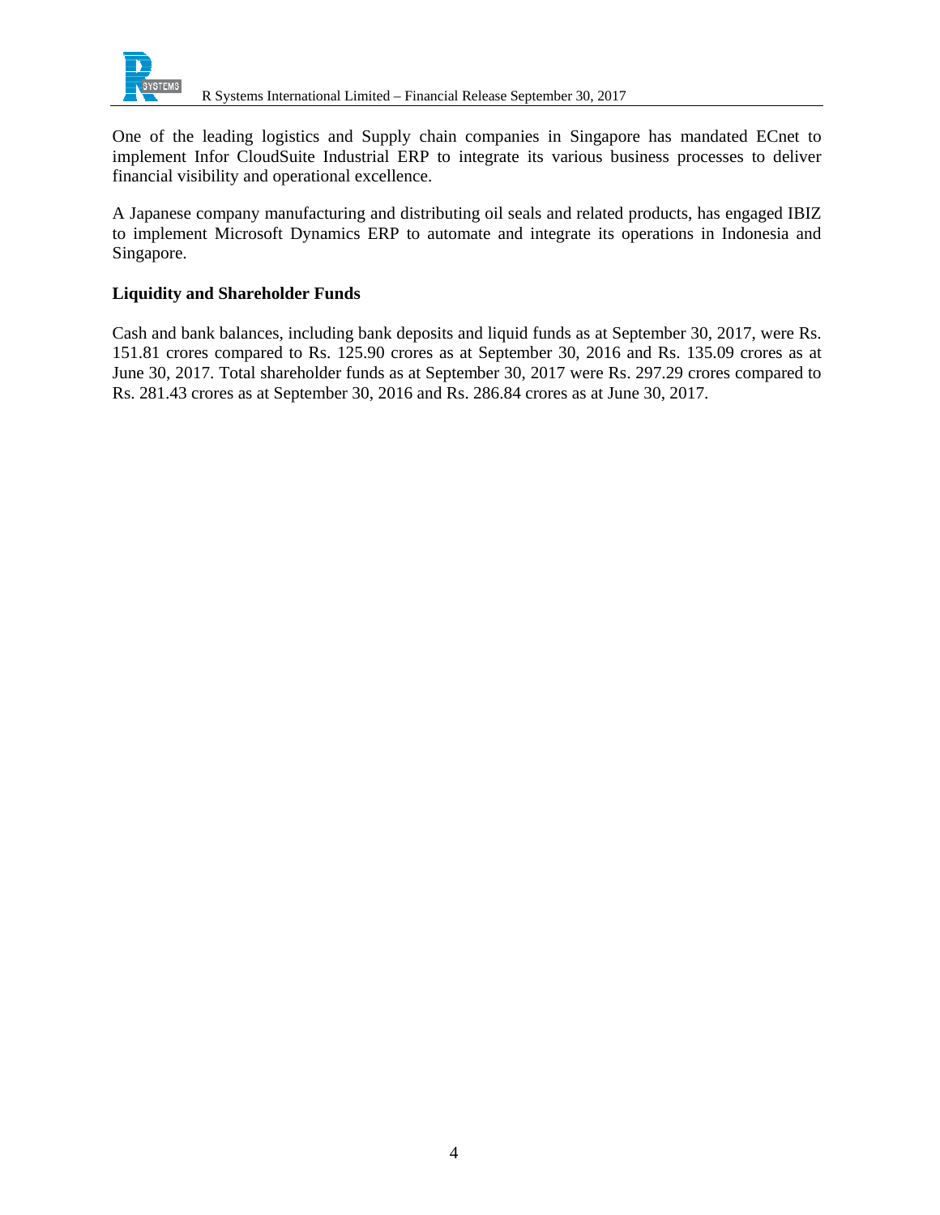One of the leading logistics and Supply chain companies in Singapore has mandated ECnet to implement Infor CloudSuite Industrial ERP to integrate its various business processes to deliver financial visibility and operational excellence.

A Japanese company manufacturing and distributing oil seals and related products, has engaged IBIZ to implement Microsoft Dynamics ERP to automate and integrate its operations in Indonesia and Singapore.

**Liquidity and Shareholder Funds**

Cash and bank balances, including bank deposits and liquid funds as at September 30, 2017, were Rs. 151.81 crores compared to Rs. 125.90 crores as at September 30, 2016 and Rs. 135.09 crores as at June 30, 2017. Total shareholder funds as at September 30, 2017 were Rs. 297.29 crores compared to Rs. 281.43 crores as at September 30, 2016 and Rs. 286.84 crores as at June 30, 2017.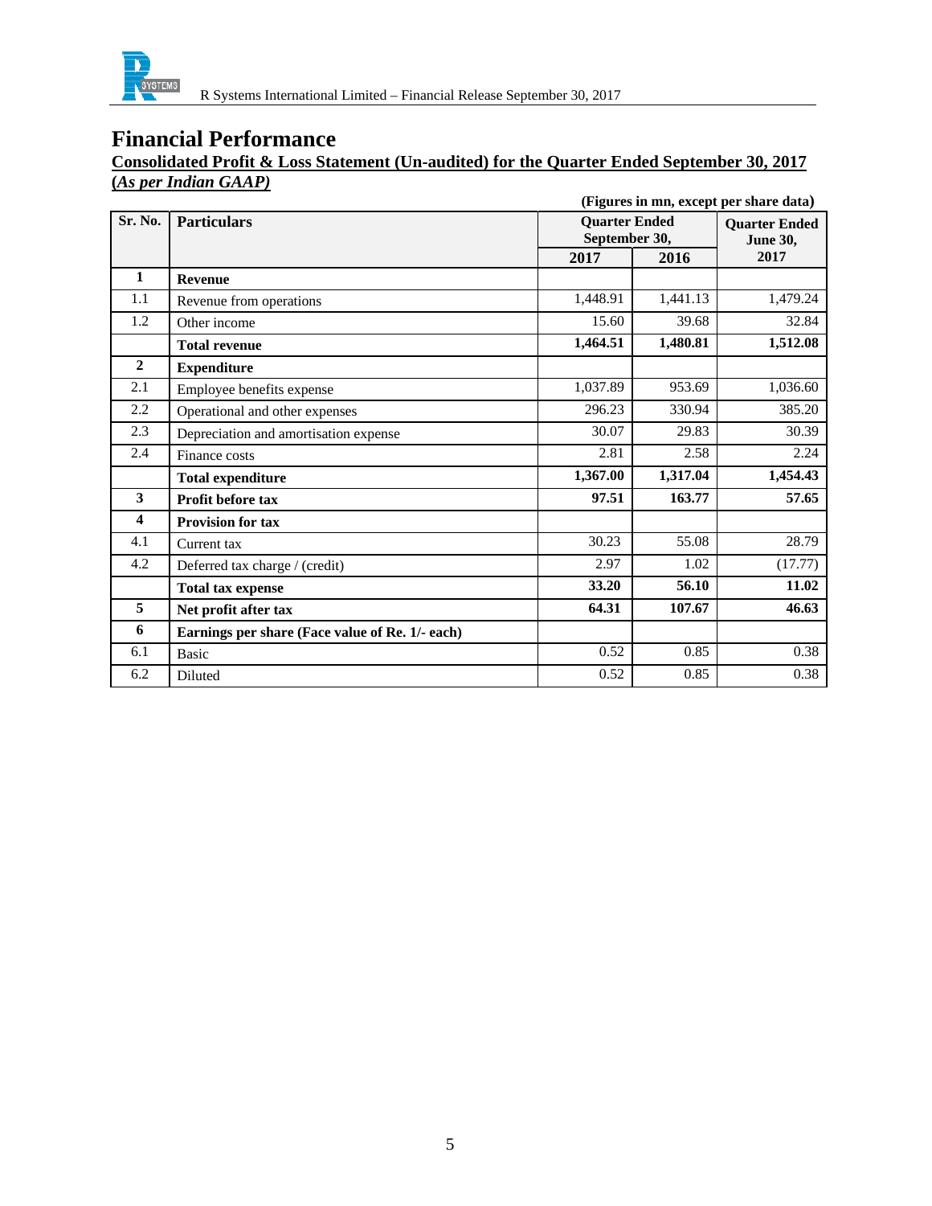# Financial Performance

**Consolidated Profit & Loss Statement (Un-audited) for the Quarter Ended September 30, 2017**
**(*As per Indian GAAP)***

**(Figures in mn, except per share data)**

| Sr. No. | Particulars | Quarter Ended September 30, | | Quarter Ended June 30, |
|---|---|---|---|---|
| | | **2017** | **2016** | **2017** |
| **1** | **Revenue** | | | |
| 1.1 | Revenue from operations | 1,448.91 | 1,441.13 | 1,479.24 |
| 1.2 | Other income | 15.60 | 39.68 | 32.84 |
| | **Total revenue** | **1,464.51** | **1,480.81** | **1,512.08** |
| **2** | **Expenditure** | | | |
| 2.1 | Employee benefits expense | 1,037.89 | 953.69 | 1,036.60 |
| 2.2 | Operational and other expenses | 296.23 | 330.94 | 385.20 |
| 2.3 | Depreciation and amortisation expense | 30.07 | 29.83 | 30.39 |
| 2.4 | Finance costs | 2.81 | 2.58 | 2.24 |
| | **Total expenditure** | **1,367.00** | **1,317.04** | **1,454.43** |
| **3** | **Profit before tax** | **97.51** | **163.77** | **57.65** |
| **4** | **Provision for tax** | | | |
| 4.1 | Current tax | 30.23 | 55.08 | 28.79 |
| 4.2 | Deferred tax charge / (credit) | 2.97 | 1.02 | (17.77) |
| | **Total tax expense** | **33.20** | **56.10** | **11.02** |
| **5** | **Net profit after tax** | **64.31** | **107.67** | **46.63** |
| **6** | **Earnings per share (Face value of Re. 1/- each)** | | | |
| 6.1 | Basic | 0.52 | 0.85 | 0.38 |
| 6.2 | Diluted | 0.52 | 0.85 | 0.38 |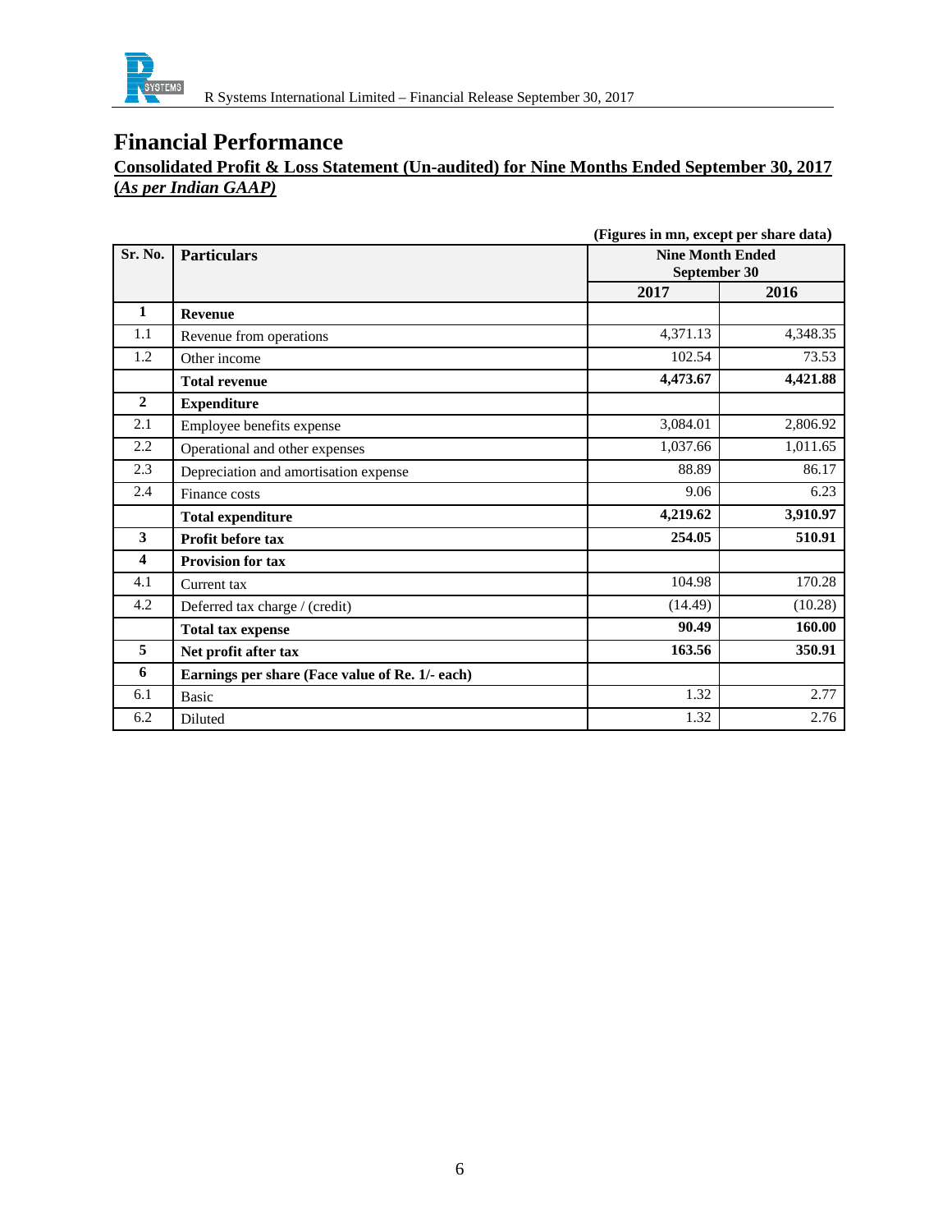# Financial Performance

**Consolidated Profit & Loss Statement (Un-audited) for Nine Months Ended September 30, 2017 (*As per Indian GAAP)***

**(Figures in mn, except per share data)**

| Sr. No. | Particulars | Nine Month Ended September 30 | |
|---|---|---|---|
| | | **2017** | **2016** |
| **1** | **Revenue** | | |
| 1.1 | Revenue from operations | 4,371.13 | 4,348.35 |
| 1.2 | Other income | 102.54 | 73.53 |
| | **Total revenue** | **4,473.67** | **4,421.88** |
| **2** | **Expenditure** | | |
| 2.1 | Employee benefits expense | 3,084.01 | 2,806.92 |
| 2.2 | Operational and other expenses | 1,037.66 | 1,011.65 |
| 2.3 | Depreciation and amortisation expense | 88.89 | 86.17 |
| 2.4 | Finance costs | 9.06 | 6.23 |
| | **Total expenditure** | **4,219.62** | **3,910.97** |
| **3** | **Profit before tax** | **254.05** | **510.91** |
| **4** | **Provision for tax** | | |
| 4.1 | Current tax | 104.98 | 170.28 |
| 4.2 | Deferred tax charge / (credit) | (14.49) | (10.28) |
| | **Total tax expense** | **90.49** | **160.00** |
| **5** | **Net profit after tax** | **163.56** | **350.91** |
| **6** | **Earnings per share (Face value of Re. 1/- each)** | | |
| 6.1 | Basic | 1.32 | 2.77 |
| 6.2 | Diluted | 1.32 | 2.76 |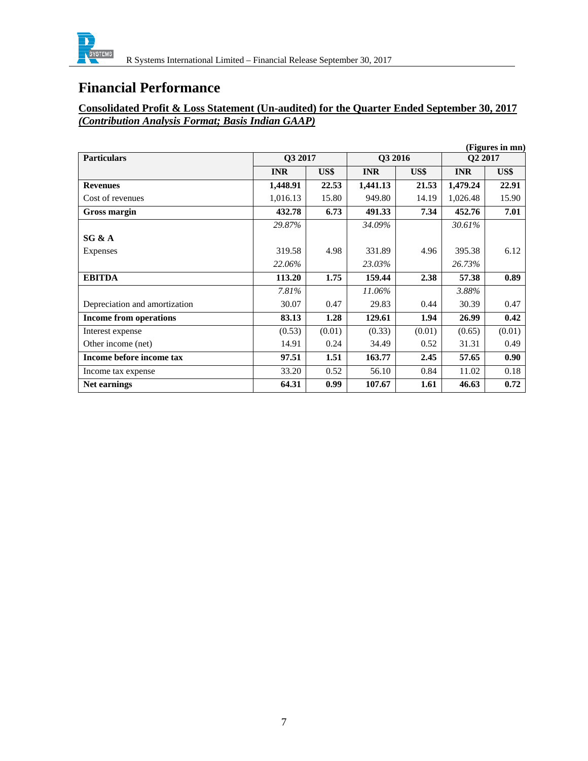# Financial Performance

**Consolidated Profit & Loss Statement (Un-audited) for the Quarter Ended September 30, 2017**
***(Contribution Analysis Format; Basis Indian GAAP)***

**(Figures in mn)**

| Particulars | Q3 2017 | | Q3 2016 | | Q2 2017 | |
|---|---|---|---|---|---|---|
| | **INR** | **US$** | **INR** | **US$** | **INR** | **US$** |
| **Revenues** | **1,448.91** | **22.53** | **1,441.13** | **21.53** | **1,479.24** | **22.91** |
| Cost of revenues | 1,016.13 | 15.80 | 949.80 | 14.19 | 1,026.48 | 15.90 |
| **Gross margin** | **432.78** | **6.73** | **491.33** | **7.34** | **452.76** | **7.01** |
| | *29.87%* | | *34.09%* | | *30.61%* | |
| **SG & A** | | | | | | |
| Expenses | 319.58 | 4.98 | 331.89 | 4.96 | 395.38 | 6.12 |
| | *22.06%* | | *23.03%* | | *26.73%* | |
| **EBITDA** | **113.20** | **1.75** | **159.44** | **2.38** | **57.38** | **0.89** |
| | *7.81%* | | *11.06%* | | *3.88%* | |
| Depreciation and amortization | 30.07 | 0.47 | 29.83 | 0.44 | 30.39 | 0.47 |
| **Income from operations** | **83.13** | **1.28** | **129.61** | **1.94** | **26.99** | **0.42** |
| Interest expense | (0.53) | (0.01) | (0.33) | (0.01) | (0.65) | (0.01) |
| Other income (net) | 14.91 | 0.24 | 34.49 | 0.52 | 31.31 | 0.49 |
| **Income before income tax** | **97.51** | **1.51** | **163.77** | **2.45** | **57.65** | **0.90** |
| Income tax expense | 33.20 | 0.52 | 56.10 | 0.84 | 11.02 | 0.18 |
| **Net earnings** | **64.31** | **0.99** | **107.67** | **1.61** | **46.63** | **0.72** |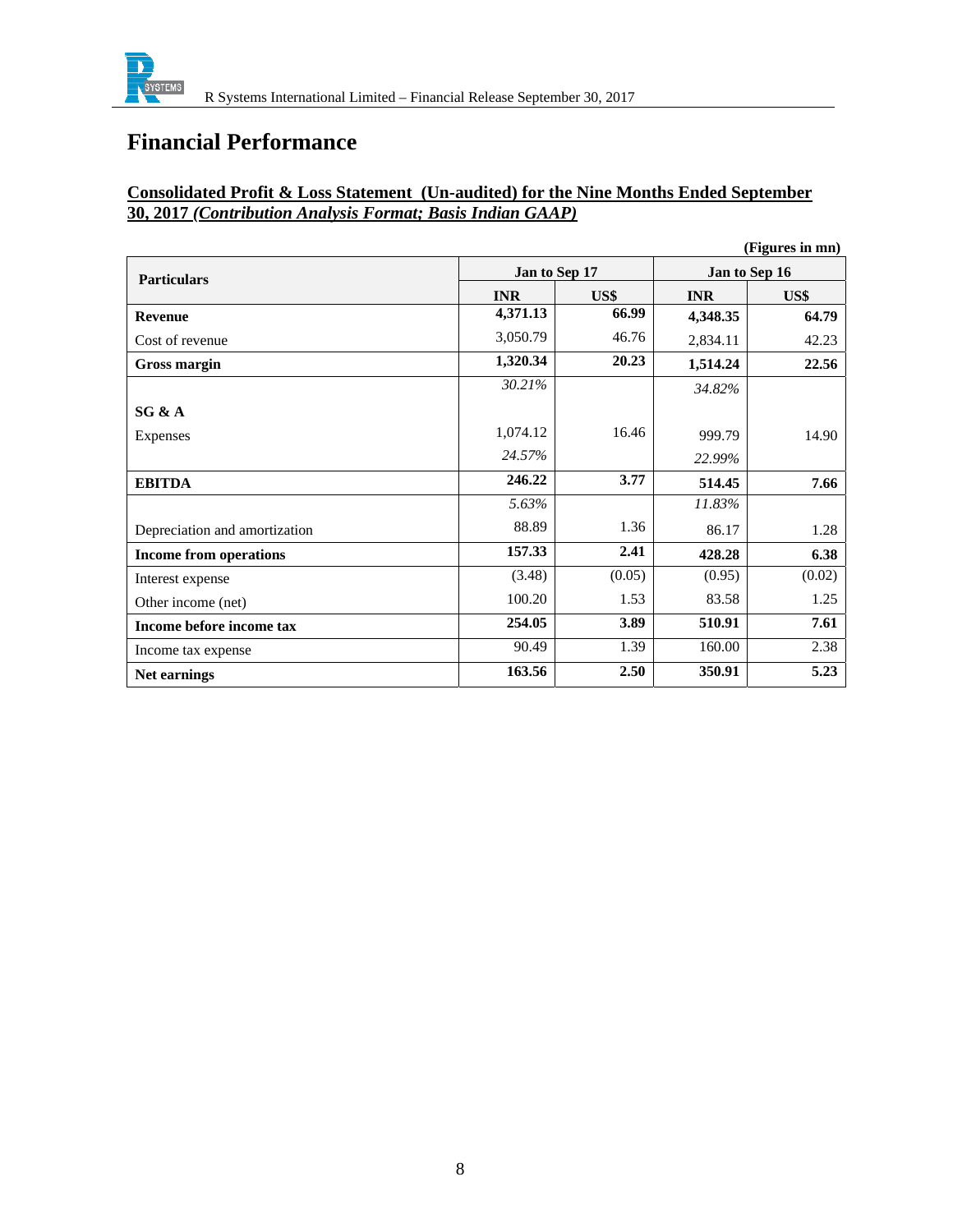# Financial Performance

**Consolidated Profit & Loss Statement (Un-audited) for the Nine Months Ended September 30, 2017 *(Contribution Analysis Format; Basis Indian GAAP)***

**(Figures in mn)**

| Particulars | Jan to Sep 17 | | Jan to Sep 16 | |
|---|---|---|---|---|
| | **INR** | **US$** | **INR** | **US$** |
| **Revenue** | **4,371.13** | **66.99** | **4,348.35** | **64.79** |
| Cost of revenue | 3,050.79 | 46.76 | 2,834.11 | 42.23 |
| **Gross margin** | **1,320.34** | **20.23** | **1,514.24** | **22.56** |
| | *30.21%* | | *34.82%* | |
| **SG & A** | | | | |
| Expenses | 1,074.12 | 16.46 | 999.79 | 14.90 |
| | *24.57%* | | *22.99%* | |
| **EBITDA** | **246.22** | **3.77** | **514.45** | **7.66** |
| | *5.63%* | | *11.83%* | |
| Depreciation and amortization | 88.89 | 1.36 | 86.17 | 1.28 |
| **Income from operations** | **157.33** | **2.41** | **428.28** | **6.38** |
| Interest expense | (3.48) | (0.05) | (0.95) | (0.02) |
| Other income (net) | 100.20 | 1.53 | 83.58 | 1.25 |
| **Income before income tax** | **254.05** | **3.89** | **510.91** | **7.61** |
| Income tax expense | 90.49 | 1.39 | 160.00 | 2.38 |
| **Net earnings** | **163.56** | **2.50** | **350.91** | **5.23** |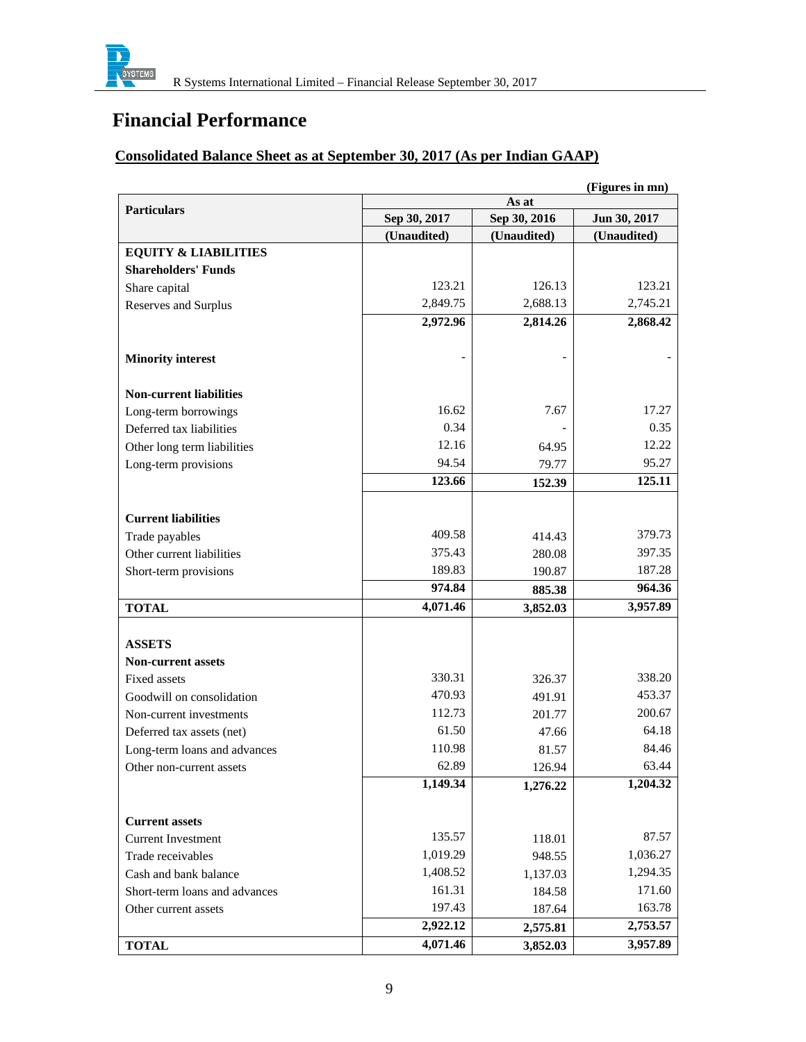# Financial Performance

## Consolidated Balance Sheet as at September 30, 2017 (As per Indian GAAP)

(Figures in mn)

| Particulars | As at | | |
|---|---|---|---|
| | Sep 30, 2017 | Sep 30, 2016 | Jun 30, 2017 |
| | (Unaudited) | (Unaudited) | (Unaudited) |
| **EQUITY & LIABILITIES** | | | |
| **Shareholders' Funds** | | | |
| Share capital | 123.21 | 126.13 | 123.21 |
| Reserves and Surplus | 2,849.75 | 2,688.13 | 2,745.21 |
| | **2,972.96** | **2,814.26** | **2,868.42** |
| **Minority interest** | - | - | - |
| **Non-current liabilities** | | | |
| Long-term borrowings | 16.62 | 7.67 | 17.27 |
| Deferred tax liabilities | 0.34 | - | 0.35 |
| Other long term liabilities | 12.16 | 64.95 | 12.22 |
| Long-term provisions | 94.54 | 79.77 | 95.27 |
| | **123.66** | **152.39** | **125.11** |
| **Current liabilities** | | | |
| Trade payables | 409.58 | 414.43 | 379.73 |
| Other current liabilities | 375.43 | 280.08 | 397.35 |
| Short-term provisions | 189.83 | 190.87 | 187.28 |
| | **974.84** | **885.38** | **964.36** |
| **TOTAL** | **4,071.46** | **3,852.03** | **3,957.89** |
| **ASSETS** | | | |
| **Non-current assets** | | | |
| Fixed assets | 330.31 | 326.37 | 338.20 |
| Goodwill on consolidation | 470.93 | 491.91 | 453.37 |
| Non-current investments | 112.73 | 201.77 | 200.67 |
| Deferred tax assets (net) | 61.50 | 47.66 | 64.18 |
| Long-term loans and advances | 110.98 | 81.57 | 84.46 |
| Other non-current assets | 62.89 | 126.94 | 63.44 |
| | **1,149.34** | **1,276.22** | **1,204.32** |
| **Current assets** | | | |
| Current Investment | 135.57 | 118.01 | 87.57 |
| Trade receivables | 1,019.29 | 948.55 | 1,036.27 |
| Cash and bank balance | 1,408.52 | 1,137.03 | 1,294.35 |
| Short-term loans and advances | 161.31 | 184.58 | 171.60 |
| Other current assets | 197.43 | 187.64 | 163.78 |
| | **2,922.12** | **2,575.81** | **2,753.57** |
| **TOTAL** | **4,071.46** | **3,852.03** | **3,957.89** |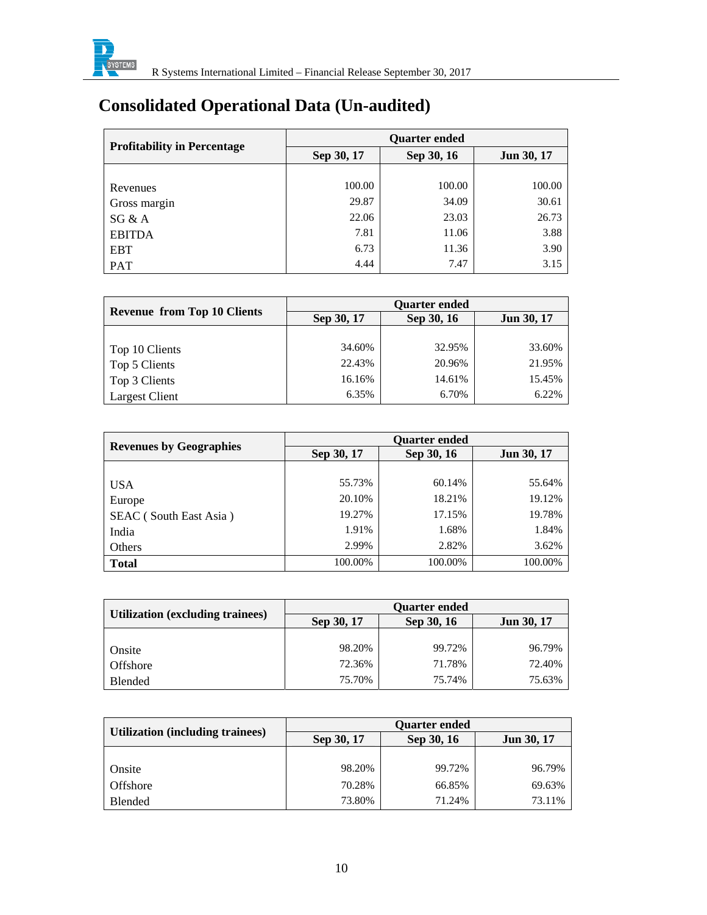# Consolidated Operational Data (Un-audited)

| Profitability in Percentage | Quarter ended | | |
|---|---|---|---|
| | Sep 30, 17 | Sep 30, 16 | Jun 30, 17 |
| Revenues | 100.00 | 100.00 | 100.00 |
| Gross margin | 29.87 | 34.09 | 30.61 |
| SG & A | 22.06 | 23.03 | 26.73 |
| EBITDA | 7.81 | 11.06 | 3.88 |
| EBT | 6.73 | 11.36 | 3.90 |
| PAT | 4.44 | 7.47 | 3.15 |

| Revenue from Top 10 Clients | Quarter ended | | |
|---|---|---|---|
| | Sep 30, 17 | Sep 30, 16 | Jun 30, 17 |
| Top 10 Clients | 34.60% | 32.95% | 33.60% |
| Top 5 Clients | 22.43% | 20.96% | 21.95% |
| Top 3 Clients | 16.16% | 14.61% | 15.45% |
| Largest Client | 6.35% | 6.70% | 6.22% |

| Revenues by Geographies | Quarter ended | | |
|---|---|---|---|
| | Sep 30, 17 | Sep 30, 16 | Jun 30, 17 |
| USA | 55.73% | 60.14% | 55.64% |
| Europe | 20.10% | 18.21% | 19.12% |
| SEAC ( South East Asia ) | 19.27% | 17.15% | 19.78% |
| India | 1.91% | 1.68% | 1.84% |
| Others | 2.99% | 2.82% | 3.62% |
| **Total** | 100.00% | 100.00% | 100.00% |

| Utilization (excluding trainees) | Quarter ended | | |
|---|---|---|---|
| | Sep 30, 17 | Sep 30, 16 | Jun 30, 17 |
| Onsite | 98.20% | 99.72% | 96.79% |
| Offshore | 72.36% | 71.78% | 72.40% |
| Blended | 75.70% | 75.74% | 75.63% |

| Utilization (including trainees) | Quarter ended | | |
|---|---|---|---|
| | Sep 30, 17 | Sep 30, 16 | Jun 30, 17 |
| Onsite | 98.20% | 99.72% | 96.79% |
| Offshore | 70.28% | 66.85% | 69.63% |
| Blended | 73.80% | 71.24% | 73.11% |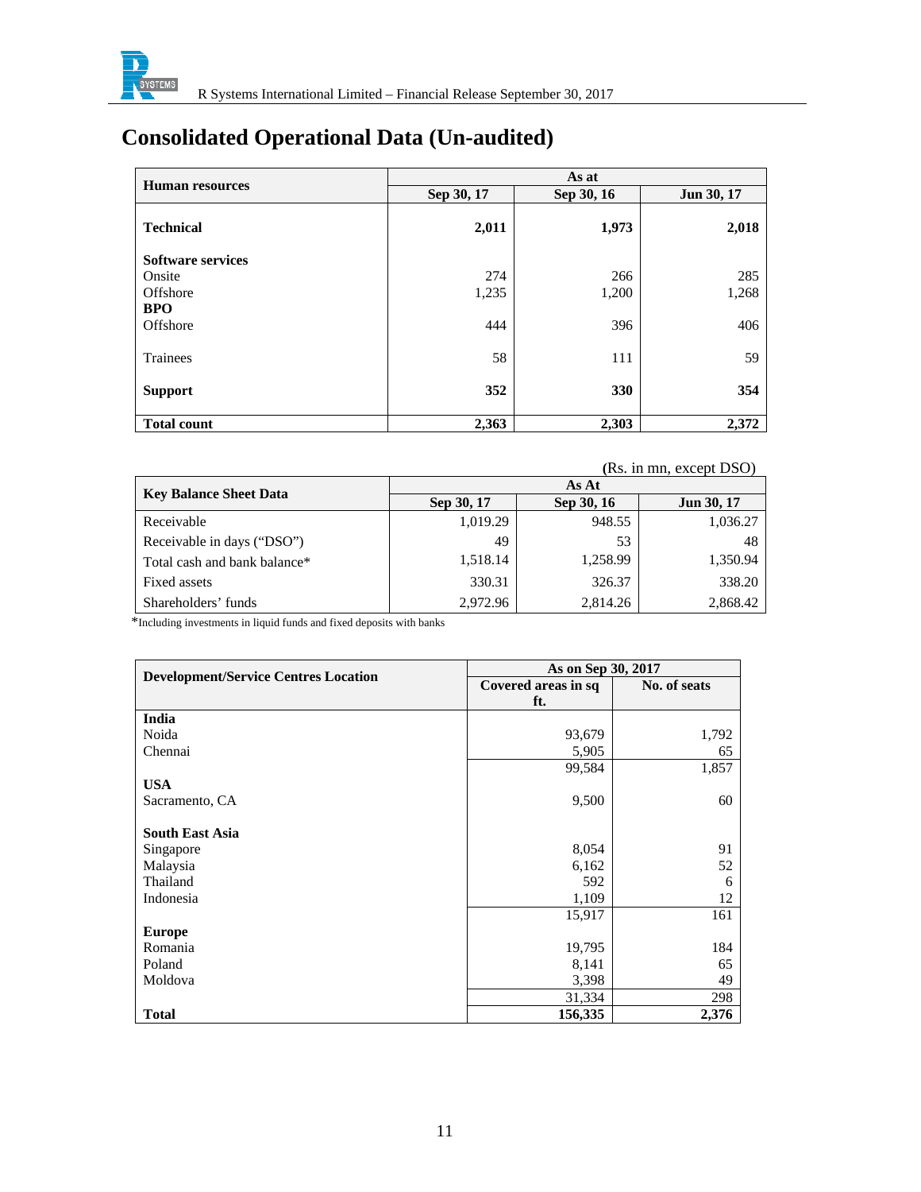# Consolidated Operational Data (Un-audited)

| Human resources | As at | | |
|---|---|---|---|
| | Sep 30, 17 | Sep 30, 16 | Jun 30, 17 |
| **Technical** | **2,011** | **1,973** | **2,018** |
| **Software services** | | | |
| Onsite | 274 | 266 | 285 |
| Offshore | 1,235 | 1,200 | 1,268 |
| **BPO** | | | |
| Offshore | 444 | 396 | 406 |
| Trainees | 58 | 111 | 59 |
| **Support** | **352** | **330** | **354** |
| **Total count** | **2,363** | **2,303** | **2,372** |

(Rs. in mn, except DSO)

| Key Balance Sheet Data | As At | | |
|---|---|---|---|
| | Sep 30, 17 | Sep 30, 16 | Jun 30, 17 |
| Receivable | 1,019.29 | 948.55 | 1,036.27 |
| Receivable in days ("DSO") | 49 | 53 | 48 |
| Total cash and bank balance* | 1,518.14 | 1,258.99 | 1,350.94 |
| Fixed assets | 330.31 | 326.37 | 338.20 |
| Shareholders' funds | 2,972.96 | 2,814.26 | 2,868.42 |

*Including investments in liquid funds and fixed deposits with banks

| Development/Service Centres Location | As on Sep 30, 2017 | |
|---|---|---|
| | Covered areas in sq ft. | No. of seats |
| **India** | | |
| Noida | 93,679 | 1,792 |
| Chennai | 5,905 | 65 |
| | 99,584 | 1,857 |
| **USA** | | |
| Sacramento, CA | 9,500 | 60 |
| **South East Asia** | | |
| Singapore | 8,054 | 91 |
| Malaysia | 6,162 | 52 |
| Thailand | 592 | 6 |
| Indonesia | 1,109 | 12 |
| | 15,917 | 161 |
| **Europe** | | |
| Romania | 19,795 | 184 |
| Poland | 8,141 | 65 |
| Moldova | 3,398 | 49 |
| | 31,334 | 298 |
| **Total** | **156,335** | **2,376** |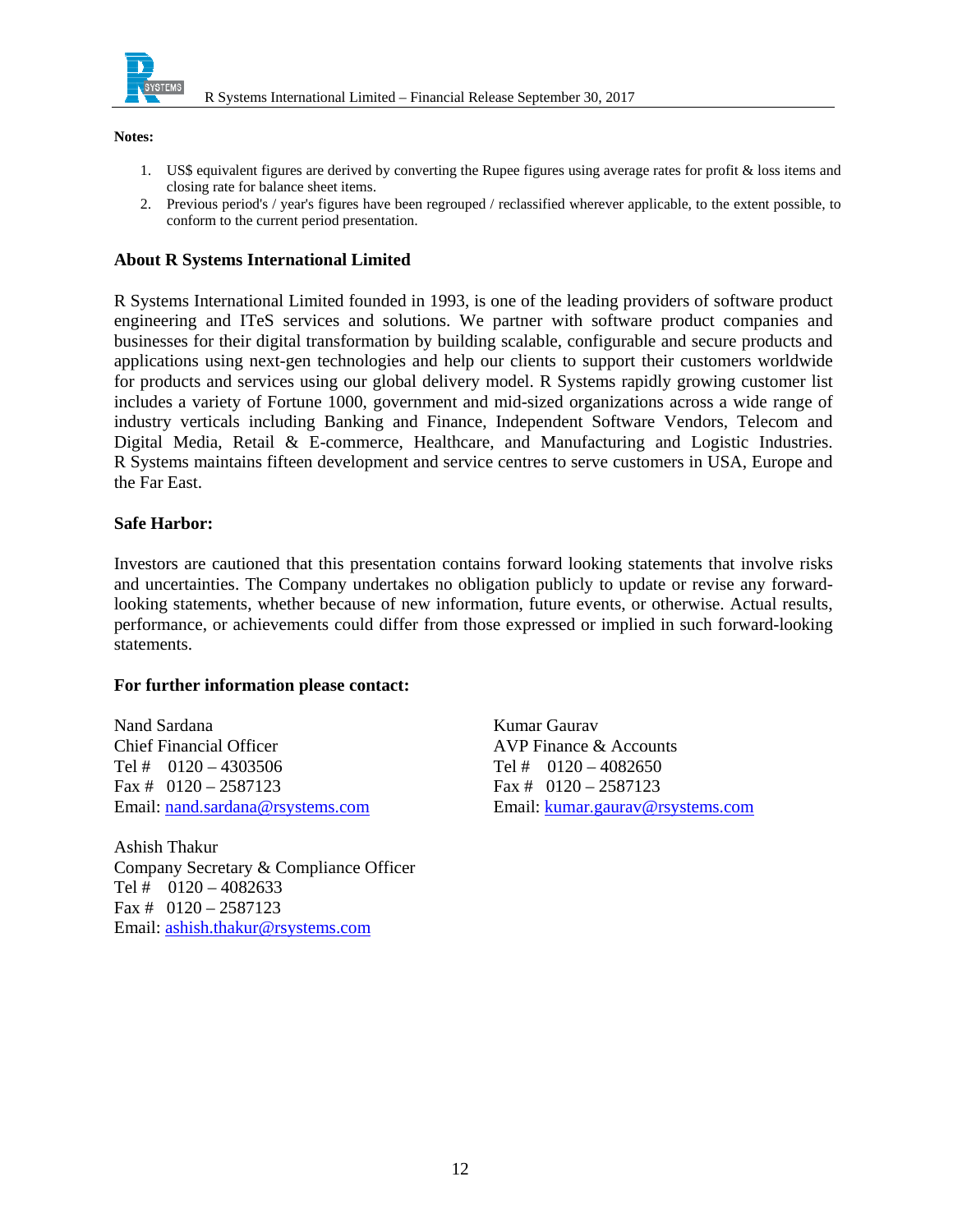**Notes:**

1. US$ equivalent figures are derived by converting the Rupee figures using average rates for profit & loss items and closing rate for balance sheet items.
2. Previous period's / year's figures have been regrouped / reclassified wherever applicable, to the extent possible, to conform to the current period presentation.

**About R Systems International Limited**

R Systems International Limited founded in 1993, is one of the leading providers of software product engineering and ITeS services and solutions. We partner with software product companies and businesses for their digital transformation by building scalable, configurable and secure products and applications using next-gen technologies and help our clients to support their customers worldwide for products and services using our global delivery model. R Systems rapidly growing customer list includes a variety of Fortune 1000, government and mid-sized organizations across a wide range of industry verticals including Banking and Finance, Independent Software Vendors, Telecom and Digital Media, Retail & E-commerce, Healthcare, and Manufacturing and Logistic Industries. R Systems maintains fifteen development and service centres to serve customers in USA, Europe and the Far East.

**Safe Harbor:**

Investors are cautioned that this presentation contains forward looking statements that involve risks and uncertainties. The Company undertakes no obligation publicly to update or revise any forward-looking statements, whether because of new information, future events, or otherwise. Actual results, performance, or achievements could differ from those expressed or implied in such forward-looking statements.

**For further information please contact:**

Nand Sardana
Chief Financial Officer
Tel # 0120 – 4303506
Fax # 0120 – 2587123
Email: nand.sardana@rsystems.com

Kumar Gaurav
AVP Finance & Accounts
Tel # 0120 – 4082650
Fax # 0120 – 2587123
Email: kumar.gaurav@rsystems.com

Ashish Thakur
Company Secretary & Compliance Officer
Tel # 0120 – 4082633
Fax # 0120 – 2587123
Email: ashish.thakur@rsystems.com